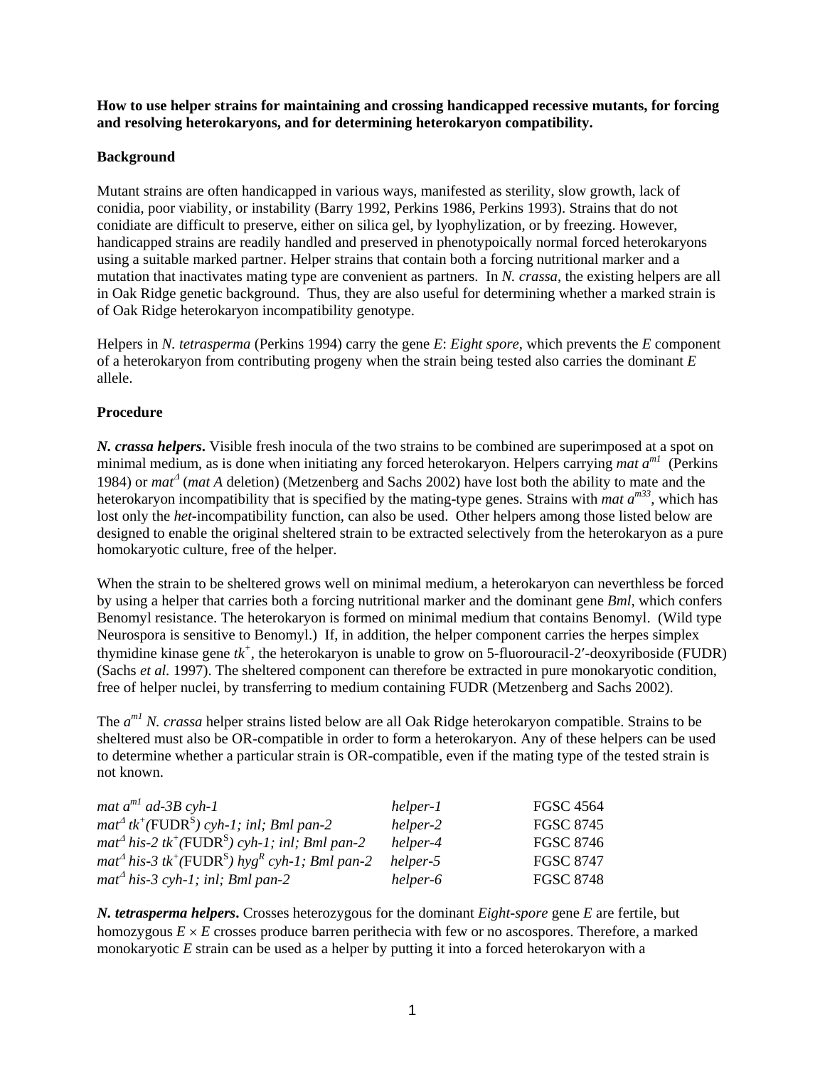**How to use helper strains for maintaining and crossing handicapped recessive mutants, for forcing and resolving heterokaryons, and for determining heterokaryon compatibility.**

**Background**

Mutant strains are often handicapped in various ways, manifested as sterility, slow growth, lack of conidia, poor viability, or instability (Barry 1992, Perkins 1986, Perkins 1993). Strains that do not conidiate are difficult to preserve, either on silica gel, by lyophylization, or by freezing. However, handicapped strains are readily handled and preserved in phenotypoically normal forced heterokaryons using a suitable marked partner. Helper strains that contain both a forcing nutritional marker and a mutation that inactivates mating type are convenient as partners. In *N. crassa*, the existing helpers are all in Oak Ridge genetic background. Thus, they are also useful for determining whether a marked strain is of Oak Ridge heterokaryon incompatibility genotype.

Helpers in *N. tetrasperma* (Perkins 1994) carry the gene *E*: *Eight spore*, which prevents the *E* component of a heterokaryon from contributing progeny when the strain being tested also carries the dominant *E* allele.

**Procedure**

***N. crassa* helpers.** Visible fresh inocula of the two strains to be combined are superimposed at a spot on minimal medium, as is done when initiating any forced heterokaryon. Helpers carrying *mat* $a^{m1}$ (Perkins 1984) or $mat^{\Delta}$ (*mat A* deletion) (Metzenberg and Sachs 2002) have lost both the ability to mate and the heterokaryon incompatibility that is specified by the mating-type genes. Strains with *mat* $a^{m33}$, which has lost only the *het*-incompatibility function, can also be used. Other helpers among those listed below are designed to enable the original sheltered strain to be extracted selectively from the heterokaryon as a pure homokaryotic culture, free of the helper.

When the strain to be sheltered grows well on minimal medium, a heterokaryon can neverthless be forced by using a helper that carries both a forcing nutritional marker and the dominant gene *Bml*, which confers Benomyl resistance. The heterokaryon is formed on minimal medium that contains Benomyl. (Wild type Neurospora is sensitive to Benomyl.) If, in addition, the helper component carries the herpes simplex thymidine kinase gene $tk^{+}$, the heterokaryon is unable to grow on 5-fluorouracil-2′-deoxyriboside (FUDR) (Sachs *et al.* 1997). The sheltered component can therefore be extracted in pure monokaryotic condition, free of helper nuclei, by transferring to medium containing FUDR (Metzenberg and Sachs 2002).

The $a^{m1}$ *N. crassa* helper strains listed below are all Oak Ridge heterokaryon compatible. Strains to be sheltered must also be OR-compatible in order to form a heterokaryon. Any of these helpers can be used to determine whether a particular strain is OR-compatible, even if the mating type of the tested strain is not known.

| | | |
|---|---|---|
| *mat* $a^{m1}$ *ad-3B cyh-1* | *helper-1* | FGSC 4564 |
| $mat^{\Delta}$ $tk^{+}$(FUDR$^{S}$) *cyh-1; inl; Bml pan-2* | *helper-2* | FGSC 8745 |
| $mat^{\Delta}$ *his-2* $tk^{+}$(FUDR$^{S}$) *cyh-1; inl; Bml pan-2* | *helper-4* | FGSC 8746 |
| $mat^{\Delta}$ *his-3* $tk^{+}$(FUDR$^{S}$) $hyg^{R}$ *cyh-1; Bml pan-2* | *helper-5* | FGSC 8747 |
| $mat^{\Delta}$ *his-3 cyh-1; inl; Bml pan-2* | *helper-6* | FGSC 8748 |

***N. tetrasperma* helpers.** Crosses heterozygous for the dominant *Eight-spore* gene *E* are fertile, but homozygous $E \times E$ crosses produce barren perithecia with few or no ascospores. Therefore, a marked monokaryotic *E* strain can be used as a helper by putting it into a forced heterokaryon with a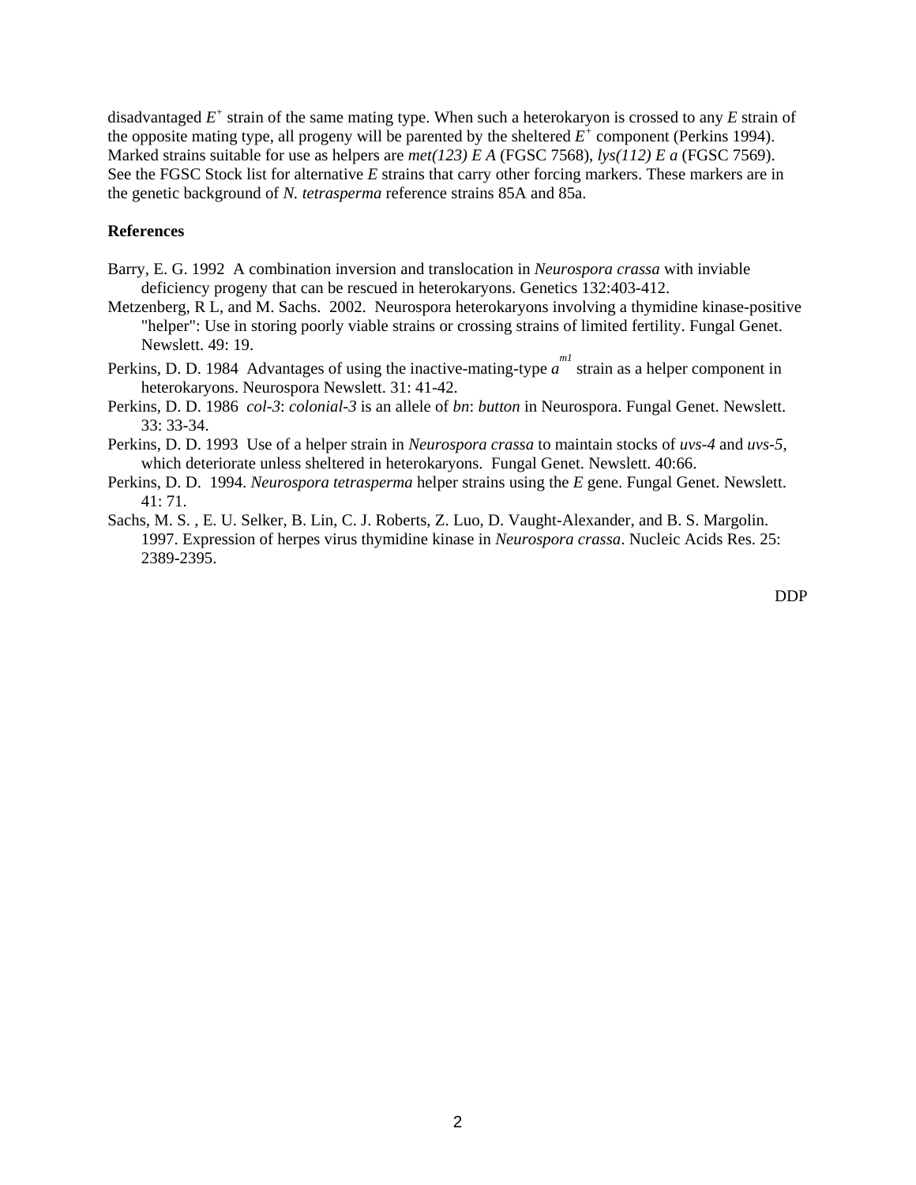disadvantaged $E^+$ strain of the same mating type. When such a heterokaryon is crossed to any *E* strain of the opposite mating type, all progeny will be parented by the sheltered $E^+$ component (Perkins 1994). Marked strains suitable for use as helpers are *met(123) E A* (FGSC 7568), *lys(112) E a* (FGSC 7569). See the FGSC Stock list for alternative *E* strains that carry other forcing markers. These markers are in the genetic background of *N. tetrasperma* reference strains 85A and 85a.

**References**

Barry, E. G. 1992 A combination inversion and translocation in *Neurospora crassa* with inviable deficiency progeny that can be rescued in heterokaryons. Genetics 132:403-412.

Metzenberg, R L, and M. Sachs. 2002. Neurospora heterokaryons involving a thymidine kinase-positive "helper": Use in storing poorly viable strains or crossing strains of limited fertility. Fungal Genet. Newslett. 49: 19.

Perkins, D. D. 1984 Advantages of using the inactive-mating-type $a^{m1}$ strain as a helper component in heterokaryons. Neurospora Newslett. 31: 41-42.

Perkins, D. D. 1986 *col-3*: *colonial-3* is an allele of *bn*: *button* in Neurospora. Fungal Genet. Newslett. 33: 33-34.

Perkins, D. D. 1993 Use of a helper strain in *Neurospora crassa* to maintain stocks of *uvs-4* and *uvs-5*, which deteriorate unless sheltered in heterokaryons. Fungal Genet. Newslett. 40:66.

Perkins, D. D. 1994. *Neurospora tetrasperma* helper strains using the *E* gene. Fungal Genet. Newslett. 41: 71.

Sachs, M. S. , E. U. Selker, B. Lin, C. J. Roberts, Z. Luo, D. Vaught-Alexander, and B. S. Margolin. 1997. Expression of herpes virus thymidine kinase in *Neurospora crassa*. Nucleic Acids Res. 25: 2389-2395.

DDP